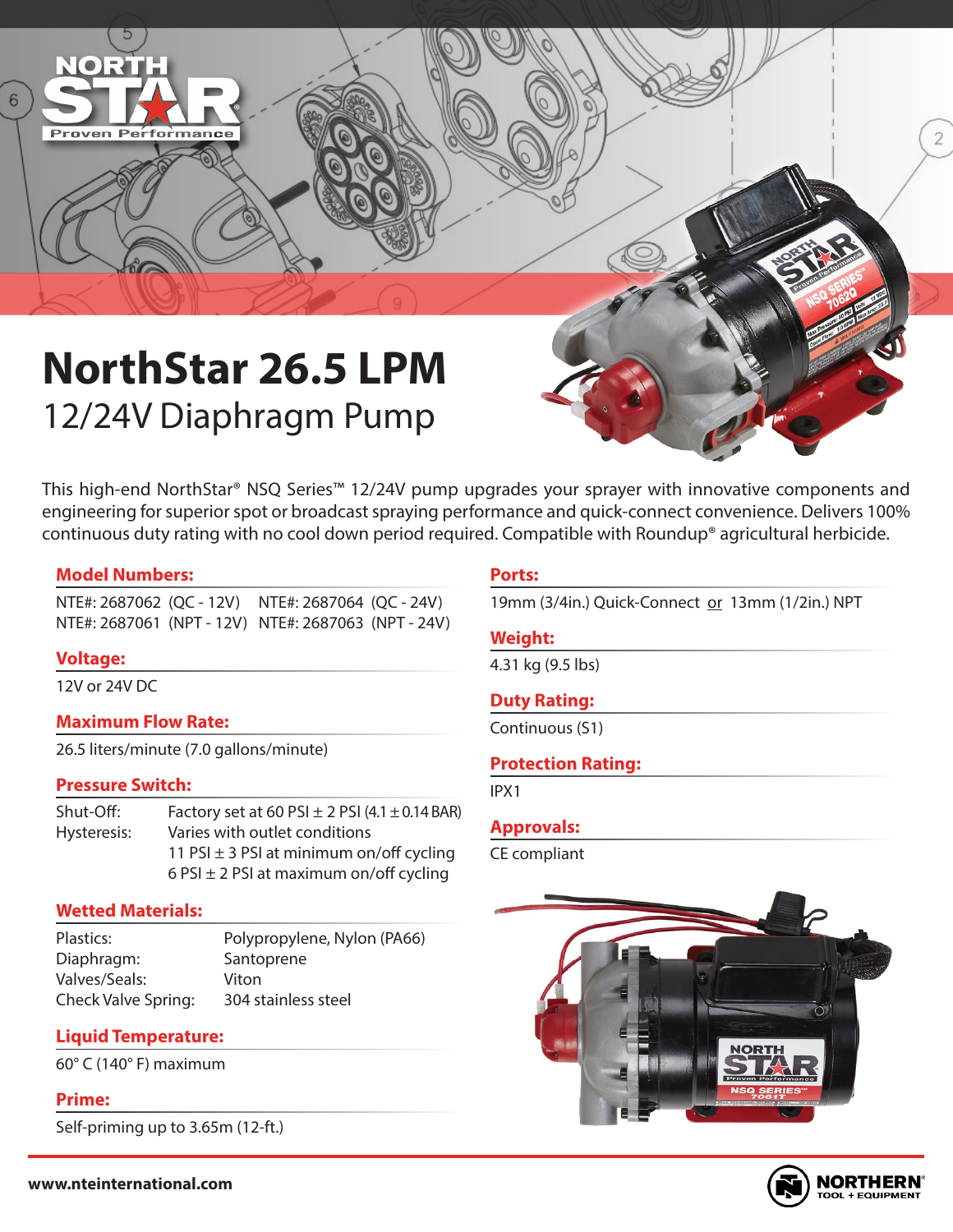# NorthStar 26.5 LPM

## 12/24V Diaphragm Pump

This high-end NorthStar® NSQ Series™ 12/24V pump upgrades your sprayer with innovative components and engineering for superior spot or broadcast spraying performance and quick-connect convenience. Delivers 100% continuous duty rating with no cool down period required. Compatible with Roundup® agricultural herbicide.

### Model Numbers:

NTE#: 2687062 (QC - 12V) NTE#: 2687064 (QC - 24V)
NTE#: 2687061 (NPT - 12V) NTE#: 2687063 (NPT - 24V)

### Voltage:

12V or 24V DC

### Maximum Flow Rate:

26.5 liters/minute (7.0 gallons/minute)

### Pressure Switch:

| | |
|---|---|
| Shut-Off: | Factory set at 60 PSI ± 2 PSI (4.1 ± 0.14 BAR) |
| Hysteresis: | Varies with outlet conditions |
| | 11 PSI ± 3 PSI at minimum on/off cycling |
| | 6 PSI ± 2 PSI at maximum on/off cycling |

### Wetted Materials:

| | |
|---|---|
| Plastics: | Polypropylene, Nylon (PA66) |
| Diaphragm: | Santoprene |
| Valves/Seals: | Viton |
| Check Valve Spring: | 304 stainless steel |

### Liquid Temperature:

60° C (140° F) maximum

### Prime:

Self-priming up to 3.65m (12-ft.)

### Ports:

19mm (3/4in.) Quick-Connect or 13mm (1/2in.) NPT

### Weight:

4.31 kg (9.5 lbs)

### Duty Rating:

Continuous (S1)

### Protection Rating:

IPX1

### Approvals:

CE compliant

www.nteinternational.com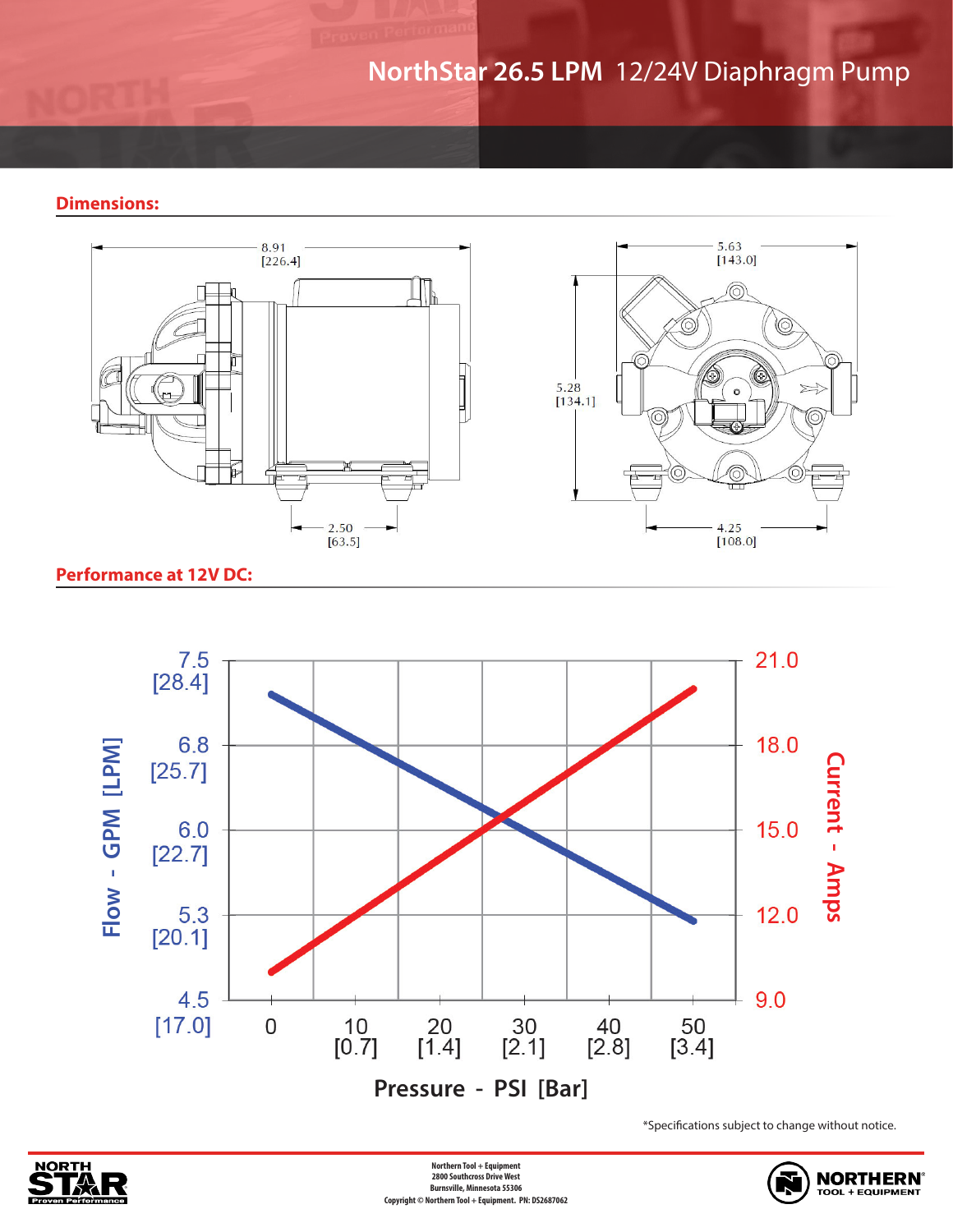# NorthStar 26.5 LPM 12/24V Diaphragm Pump

## Dimensions:

8.91
[226.4]

5.63
[143.0]

5.28
[134.1]

2.50
[63.5]

4.25
[108.0]

## Performance at 12V DC:

Flow - GPM [LPM]

7.5
[28.4]
6.8
[25.7]
6.0
[22.7]
5.3
[20.1]
4.5
[17.0]

Current - Amps

21.0
18.0
15.0
12.0
9.0

Pressure - PSI [Bar]

0
10
[0.7]
20
[1.4]
30
[2.1]
40
[2.8]
50
[3.4]

*Specifications subject to change without notice.

Northern Tool + Equipment
2800 Southcross Drive West
Burnsville, Minnesota 55306
Copyright © Northern Tool + Equipment. PN: DS2687062